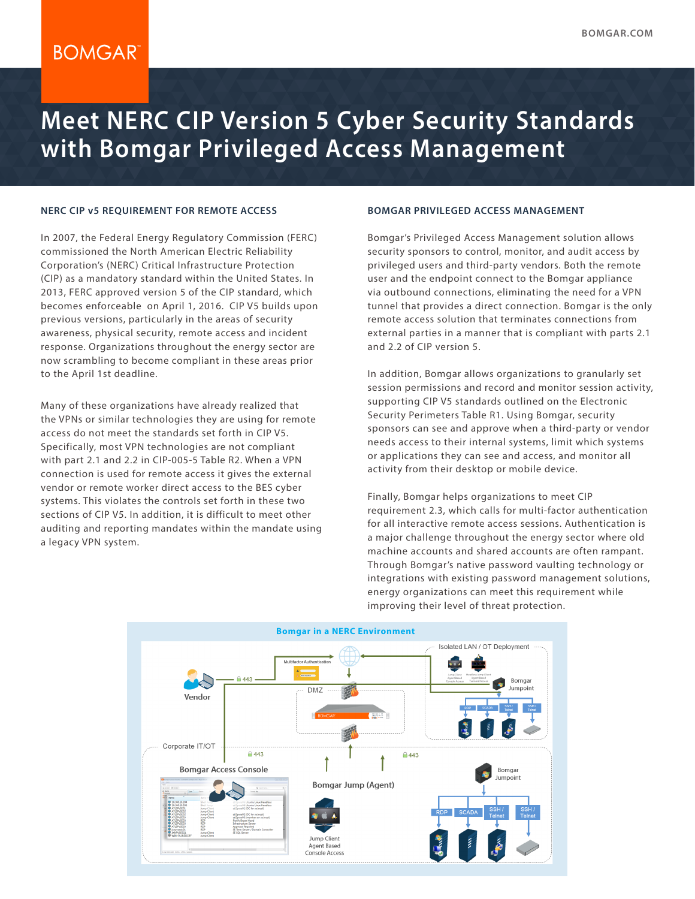# Meet NERC CIP Version 5 Cyber Security Standards with Bomgar Privileged Access Management

## NERC CIP v5 REQUIREMENT FOR REMOTE ACCESS

In 2007, the Federal Energy Regulatory Commission (FERC) commissioned the North American Electric Reliability Corporation's (NERC) Critical Infrastructure Protection (CIP) as a mandatory standard within the United States. In 2013, FERC approved version 5 of the CIP standard, which becomes enforceable on April 1, 2016. CIP V5 builds upon previous versions, particularly in the areas of security awareness, physical security, remote access and incident response. Organizations throughout the energy sector are now scrambling to become compliant in these areas prior to the April 1st deadline.

Many of these organizations have already realized that the VPNs or similar technologies they are using for remote access do not meet the standards set forth in CIP V5. Specifically, most VPN technologies are not compliant with part 2.1 and 2.2 in CIP-005-5 Table R2. When a VPN connection is used for remote access it gives the external vendor or remote worker direct access to the BES cyber systems. This violates the controls set forth in these two sections of CIP V5. In addition, it is difficult to meet other auditing and reporting mandates within the mandate using a legacy VPN system.

## BOMGAR PRIVILEGED ACCESS MANAGEMENT

Bomgar's Privileged Access Management solution allows security sponsors to control, monitor, and audit access by privileged users and third-party vendors. Both the remote user and the endpoint connect to the Bomgar appliance via outbound connections, eliminating the need for a VPN tunnel that provides a direct connection. Bomgar is the only remote access solution that terminates connections from external parties in a manner that is compliant with parts 2.1 and 2.2 of CIP version 5.

In addition, Bomgar allows organizations to granularly set session permissions and record and monitor session activity, supporting CIP V5 standards outlined on the Electronic Security Perimeters Table R1. Using Bomgar, security sponsors can see and approve when a third-party or vendor needs access to their internal systems, limit which systems or applications they can see and access, and monitor all activity from their desktop or mobile device.

Finally, Bomgar helps organizations to meet CIP requirement 2.3, which calls for multi-factor authentication for all interactive remote access sessions. Authentication is a major challenge throughout the energy sector where old machine accounts and shared accounts are often rampant. Through Bomgar's native password vaulting technology or integrations with existing password management solutions, energy organizations can meet this requirement while improving their level of threat protection.

**Bomgar in a NERC Environment**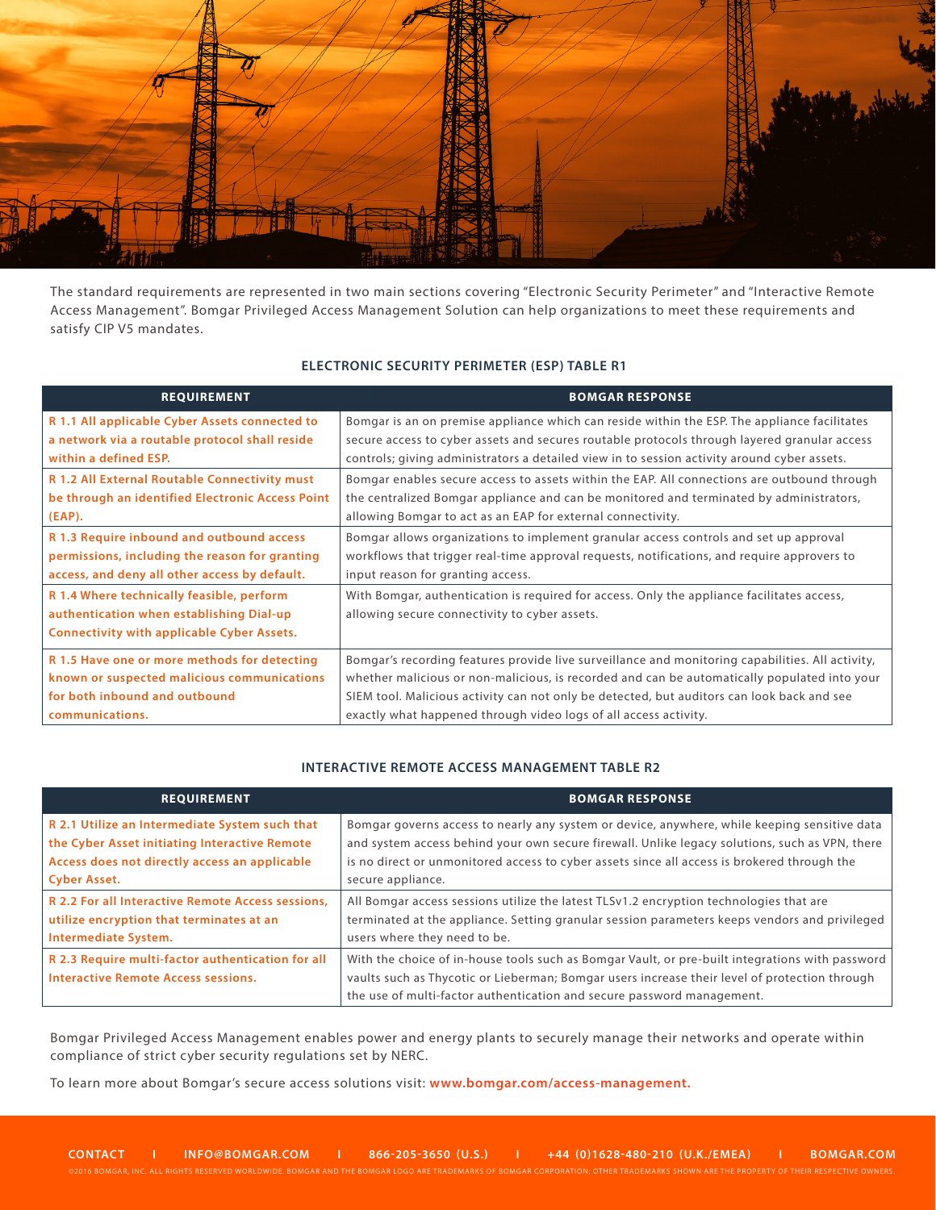The standard requirements are represented in two main sections covering "Electronic Security Perimeter" and "Interactive Remote Access Management". Bomgar Privileged Access Management Solution can help organizations to meet these requirements and satisfy CIP V5 mandates.

### ELECTRONIC SECURITY PERIMETER (ESP) TABLE R1

| REQUIREMENT | BOMGAR RESPONSE |
|---|---|
| **R 1.1 All applicable Cyber Assets connected to a network via a routable protocol shall reside within a defined ESP.** | Bomgar is an on premise appliance which can reside within the ESP. The appliance facilitates secure access to cyber assets and secures routable protocols through layered granular access controls; giving administrators a detailed view in to session activity around cyber assets. |
| **R 1.2 All External Routable Connectivity must be through an identified Electronic Access Point (EAP).** | Bomgar enables secure access to assets within the EAP. All connections are outbound through the centralized Bomgar appliance and can be monitored and terminated by administrators, allowing Bomgar to act as an EAP for external connectivity. |
| **R 1.3 Require inbound and outbound access permissions, including the reason for granting access, and deny all other access by default.** | Bomgar allows organizations to implement granular access controls and set up approval workflows that trigger real-time approval requests, notifications, and require approvers to input reason for granting access. |
| **R 1.4 Where technically feasible, perform authentication when establishing Dial-up Connectivity with applicable Cyber Assets.** | With Bomgar, authentication is required for access. Only the appliance facilitates access, allowing secure connectivity to cyber assets. |
| **R 1.5 Have one or more methods for detecting known or suspected malicious communications for both inbound and outbound communications.** | Bomgar's recording features provide live surveillance and monitoring capabilities. All activity, whether malicious or non-malicious, is recorded and can be automatically populated into your SIEM tool. Malicious activity can not only be detected, but auditors can look back and see exactly what happened through video logs of all access activity. |

### INTERACTIVE REMOTE ACCESS MANAGEMENT TABLE R2

| REQUIREMENT | BOMGAR RESPONSE |
|---|---|
| **R 2.1 Utilize an Intermediate System such that the Cyber Asset initiating Interactive Remote Access does not directly access an applicable Cyber Asset.** | Bomgar governs access to nearly any system or device, anywhere, while keeping sensitive data and system access behind your own secure firewall. Unlike legacy solutions, such as VPN, there is no direct or unmonitored access to cyber assets since all access is brokered through the secure appliance. |
| **R 2.2 For all Interactive Remote Access sessions, utilize encryption that terminates at an Intermediate System.** | All Bomgar access sessions utilize the latest TLSv1.2 encryption technologies that are terminated at the appliance. Setting granular session parameters keeps vendors and privileged users where they need to be. |
| **R 2.3 Require multi-factor authentication for all Interactive Remote Access sessions.** | With the choice of in-house tools such as Bomgar Vault, or pre-built integrations with password vaults such as Thycotic or Lieberman; Bomgar users increase their level of protection through the use of multi-factor authentication and secure password management. |

Bomgar Privileged Access Management enables power and energy plants to securely manage their networks and operate within compliance of strict cyber security regulations set by NERC.

To learn more about Bomgar's secure access solutions visit: **www.bomgar.com/access-management.**

**CONTACT | INFO@BOMGAR.COM | 866-205-3650 (U.S.) | +44 (0)1628-480-210 (U.K./EMEA) | BOMGAR.COM**

©2016 BOMGAR, INC. ALL RIGHTS RESERVED WORLDWIDE. BOMGAR AND THE BOMGAR LOGO ARE TRADEMARKS OF BOMGAR CORPORATION; OTHER TRADEMARKS SHOWN ARE THE PROPERTY OF THEIR RESPECTIVE OWNERS.